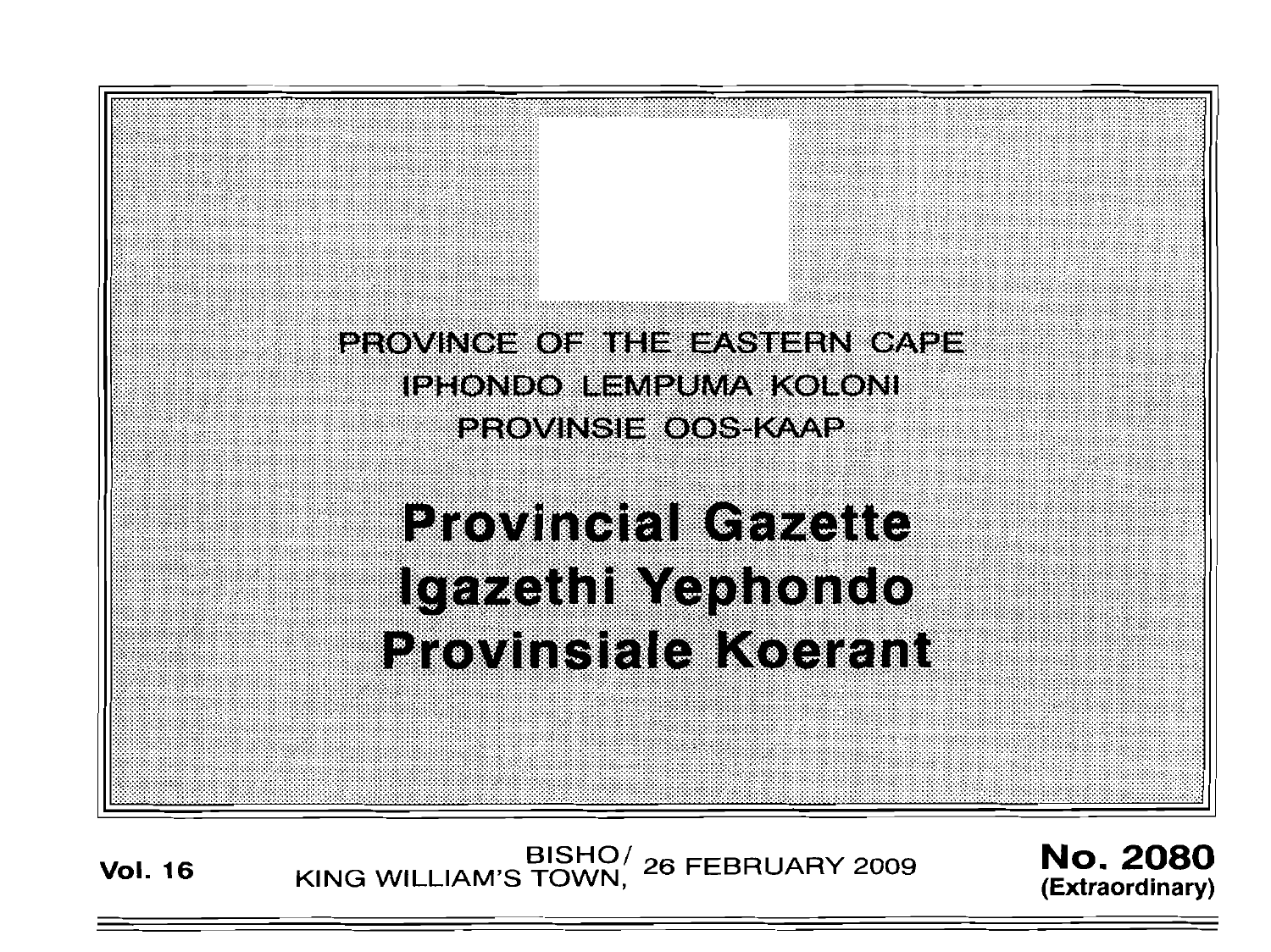PROVINCE OF THE EASTERN CAPE
IPHONDO LEMPUMA KOLONI
PROVINSIE OOS-KAAP

# Provincial Gazette
# Igazethi Yephondo
# Provinsiale Koerant

**Vol. 16** BISHO/ KING WILLIAM'S TOWN, 26 FEBRUARY 2009 **No. 2080** **(Extraordinary)**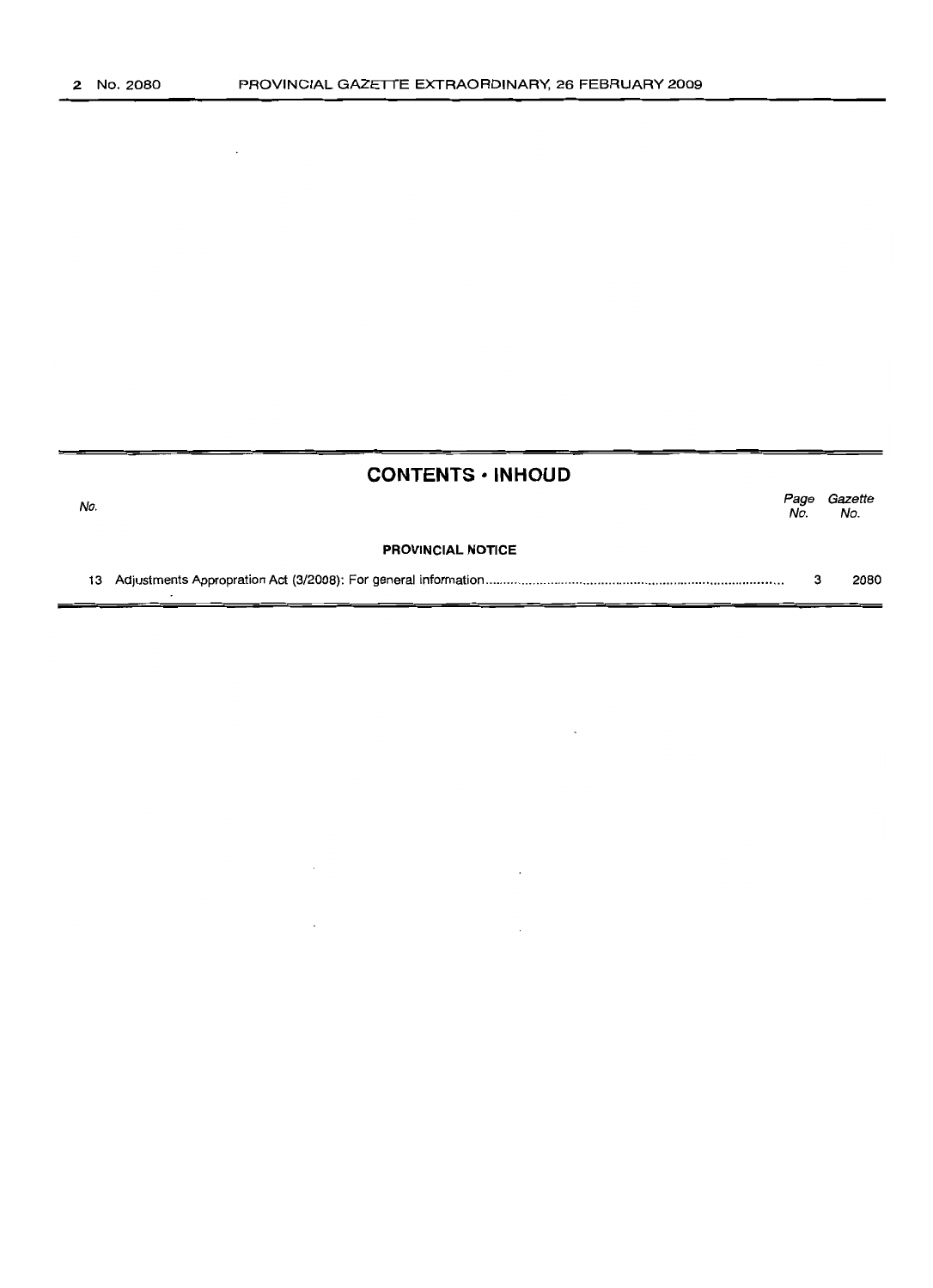## CONTENTS · INHOUD

| No. | | Page No. | Gazette No. |
|---|---|---|---|
| | **PROVINCIAL NOTICE** | | |
| 13 | Adjustments Appropration Act (3/2008): For general information | 3 | 2080 |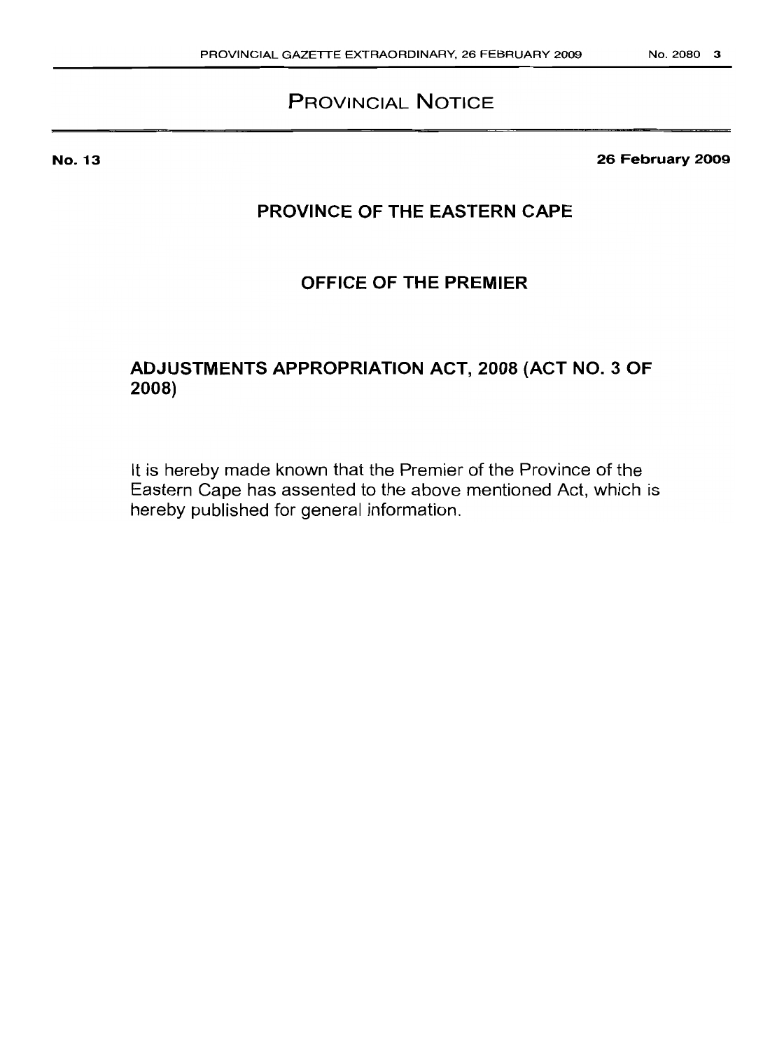# PROVINCIAL NOTICE

**No. 13** **26 February 2009**

## PROVINCE OF THE EASTERN CAPE

## OFFICE OF THE PREMIER

## ADJUSTMENTS APPROPRIATION ACT, 2008 (ACT NO. 3 OF 2008)

It is hereby made known that the Premier of the Province of the Eastern Cape has assented to the above mentioned Act, which is hereby published for general information.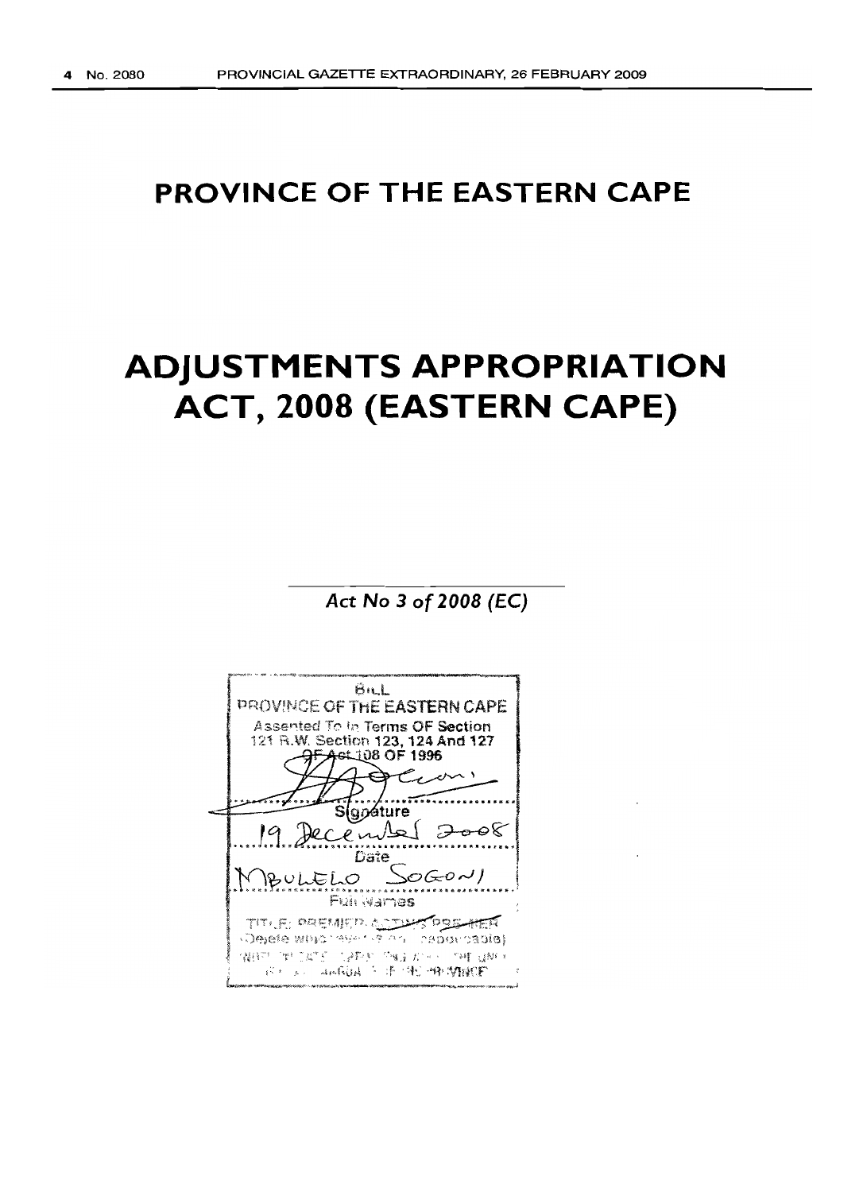# PROVINCE OF THE EASTERN CAPE

# ADJUSTMENTS APPROPRIATION ACT, 2008 (EASTERN CAPE)

*Act No 3 of 2008 (EC)*

BILL
PROVINCE OF THE EASTERN CAPE
Assented To In Terms OF Section 121 R.W. Section 123, 124 And 127 OF Act 108 OF 1996

Signature

19 December 2008
Date

MBULELO SOGONI
Full Names

TITLE: PREMIER ACTING PREMIER
(Delete whichever is not applicable)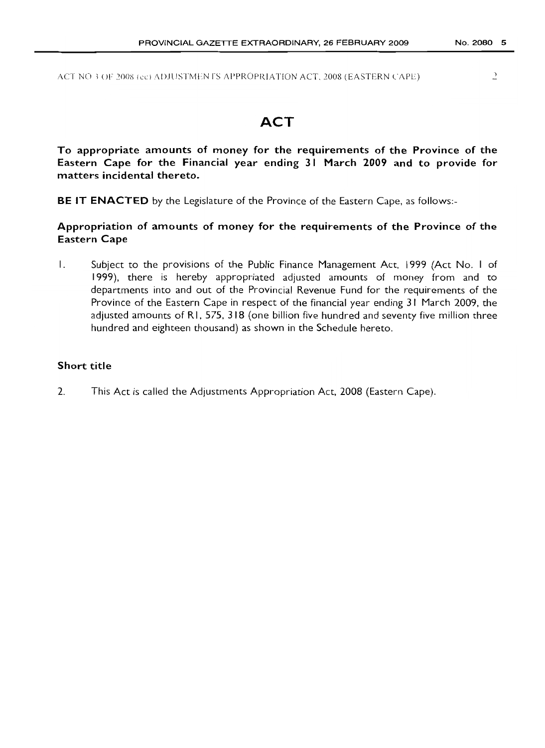ACT NO 3 OF 2008 (ec) ADJUSTMENTS APPROPRIATION ACT, 2008 (EASTERN CAPE)

# ACT

**To appropriate amounts of money for the requirements of the Province of the Eastern Cape for the Financial year ending 31 March 2009 and to provide for matters incidental thereto.**

**BE IT ENACTED** by the Legislature of the Province of the Eastern Cape, as follows:-

### Appropriation of amounts of money for the requirements of the Province of the Eastern Cape

1. Subject to the provisions of the Public Finance Management Act, 1999 (Act No. 1 of 1999), there is hereby appropriated adjusted amounts of money from and to departments into and out of the Provincial Revenue Fund for the requirements of the Province of the Eastern Cape in respect of the financial year ending 31 March 2009, the adjusted amounts of R1, 575, 318 (one billion five hundred and seventy five million three hundred and eighteen thousand) as shown in the Schedule hereto.

### Short title

2. This Act is called the Adjustments Appropriation Act, 2008 (Eastern Cape).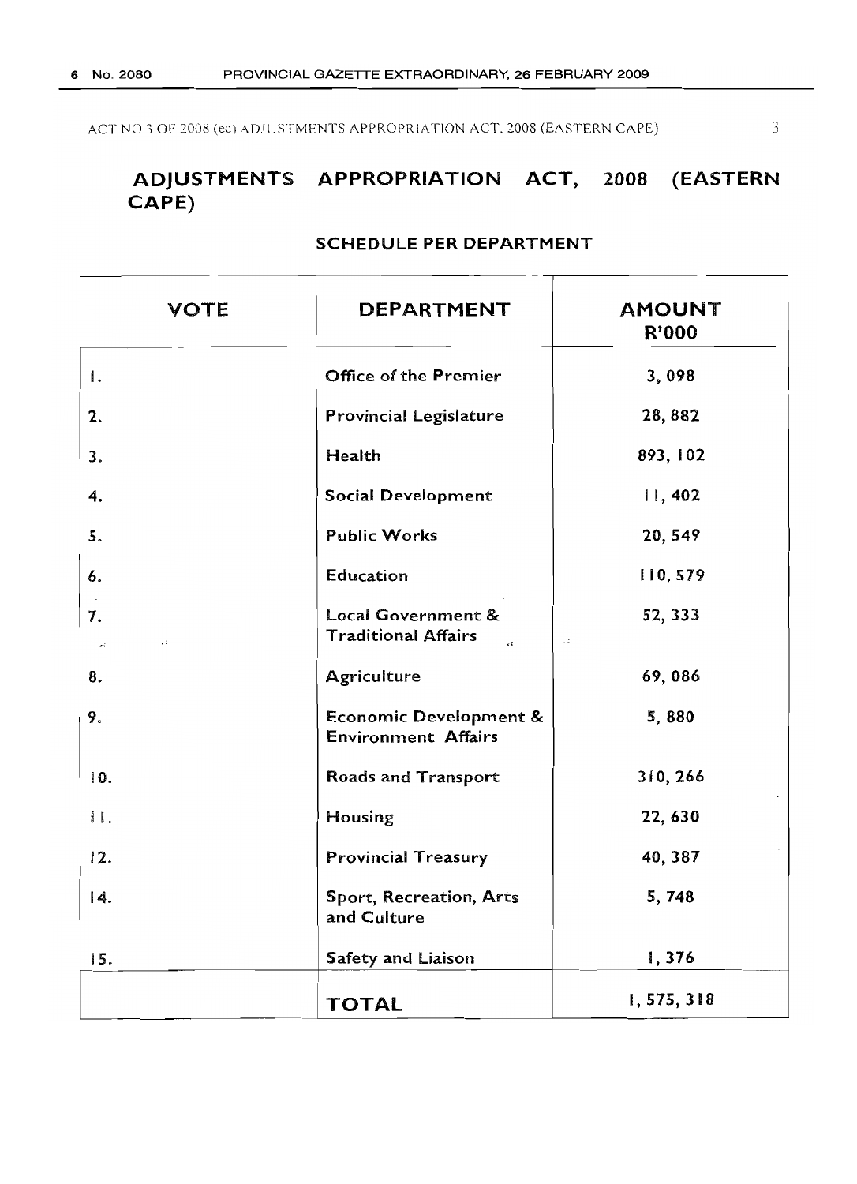# ADJUSTMENTS APPROPRIATION ACT, 2008 (EASTERN CAPE)

## SCHEDULE PER DEPARTMENT

| VOTE | DEPARTMENT | AMOUNT R'000 |
|---|---|---|
| 1. | Office of the Premier | 3, 098 |
| 2. | Provincial Legislature | 28, 882 |
| 3. | Health | 893, 102 |
| 4. | Social Development | 11, 402 |
| 5. | Public Works | 20, 549 |
| 6. | Education | 110, 579 |
| 7. | Local Government & Traditional Affairs | 52, 333 |
| 8. | Agriculture | 69, 086 |
| 9. | Economic Development & Environment Affairs | 5, 880 |
| 10. | Roads and Transport | 310, 266 |
| 11. | Housing | 22, 630 |
| 12. | Provincial Treasury | 40, 387 |
| 14. | Sport, Recreation, Arts and Culture | 5, 748 |
| 15. | Safety and Liaison | 1, 376 |
| | **TOTAL** | 1, 575, 318 |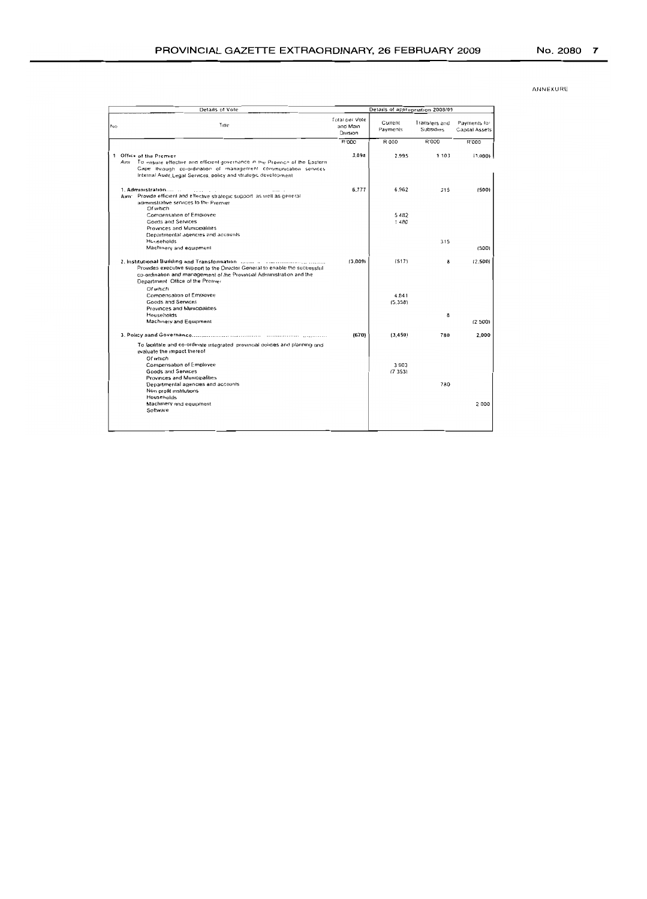ANNEXURE

| Details of Vote | | Details of appropriation 2008/09 | | | |
|---|---|---|---|---|---|
| No | Title | Total per Vote and Main Division | Current Payments | Transfers and Subsidies | Payments for Capital Assets |
| | | R'000 | R'000 | R'000 | R'000 |
| 1 | **Office of the Premier**<br>*Aim:* To ensure effective and efficient governance in the Province of the Eastern Cape through co-ordination of management communication services Internal Audit, Legal Services, policy and strategic development | 3,098 | 2,995 | 1 103 | (1,000) |
| | **1. Administration**......<br>Aim: Provide efficient and effective strategic support as well as general administrative services to the Premier | 6,777 | 6,962 | 315 | (500) |
| | *Of which* | | | | |
| | Compensation of Employee | | 5 482 | | |
| | Goods and Services | | 1 480 | | |
| | Provinces and Municipalities | | | | |
| | Departmental agencies and accounts | | | | |
| | Households | | | 315 | |
| | Machinery and equipment | | | | (500) |
| | **2. Institutional Building and Transformation** ......<br>Provides executive support to the Director General to enable the successful co-ordination and management of the Provincial Administration and the Department Office of the Premier | (3,009) | (517) | 8 | (2,500) |
| | *Of which* | | | | |
| | Compensation of Employee | | 4 841 | | |
| | Goods and Services | | (5,358) | | |
| | Provinces and Municipalities | | | | |
| | Households | | | 8 | |
| | Machinery and Equipment | | | | (2 500) |
| | **3. Policy aand Governance**......<br>To facilitate and co-ordinate integrated provincial policies and planning and evaluate the impact thereof | (670) | (3,450) | 780 | 2,000 |
| | *Of which* | | | | |
| | Compensation of Employee | | 3 903 | | |
| | Goods and Services | | (7 353) | | |
| | Provinces and Municipalities | | | | |
| | Departmental agencies and accounts | | | 780 | |
| | Non profit institutions | | | | |
| | Households | | | | |
| | Machinery and equipment | | | | 2 000 |
| | Software | | | | |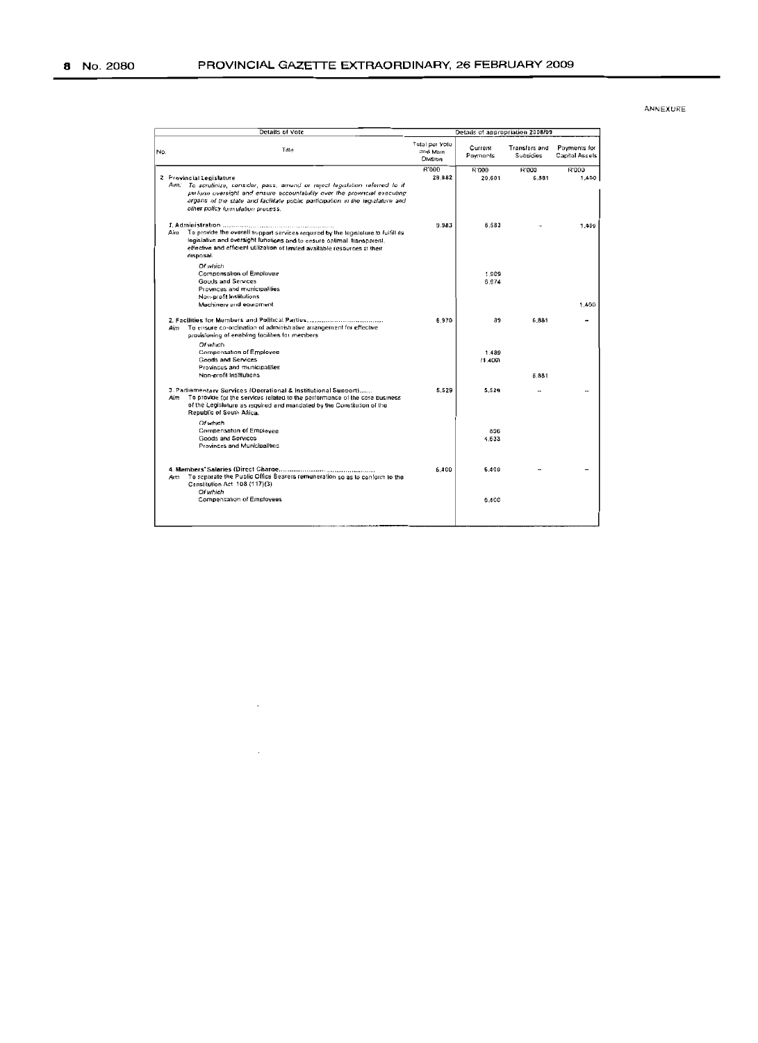ANNEXURE

| Details of Vote | | Details of appropriation 2008/09 | | | |
|---|---|---|---|---|---|
| No. | Title | Total per Vote and Main Division | Current Payments | Transfers and Subsidies | Payments for Capital Assets |
| | | R'000 | R'000 | R'000 | R'000 |
| 2 | **Provincial Legislature** *Aim: To scrutinize, consider, pass, amend or reject legislation referred to it perform oversight and ensure accountability over the provincial executing organs of the state and facilitate public participation in the legislature and other policy formulation process.* | 28,882 | 20,601 | 6,881 | 1,400 |
| | *1. Administration* ............................................ Aim: To provide the overall support services required by the legislature to fulfill its legislative and oversight functions and to ensure optimal, transparent, effective and efficient utilization of limited available resources at their disposal. | 9,983 | 8,583 | - | 1,400 |
| | *Of which* | | | | |
| | Compensation of Employees | | 1,909 | | |
| | Goods and Services | | 6,674 | | |
| | Provinces and municipalities | | | | |
| | Non-profit Institutions | | | | |
| | Machinery and equipment | | | | 1,400 |
| | 2. Facilities for Members and Political Parties.................................... Aim: To ensure co-ordination of administrative arrangement for effective provisioning of enabling facilities for members | 6,970 | 89 | 6,881 | - |
| | *Of which* | | | | |
| | Compensation of Employee | | 1,489 | | |
| | Goods and Services | | (1,400) | | |
| | Provinces and municipalities | | | | |
| | Non-profit Institutions | | | 6,881 | |
| | 3. Parliamentary Services (Operational & Institutional Support)...... Aim: To provide for the services related to the performance of the core business of the Legislature as required and mandated by the Constitution of the Republic of South Africa. | 5,529 | 5,529 | - | - |
| | *Of which* | | | | |
| | Compensation of Employee | | 896 | | |
| | Goods and Services | | 4,633 | | |
| | Provinces and Municipalities | | | | |
| | 4. Members' Salaries (Direct Charge............................................ Aim: To separate the Public Office Bearers remuneration so as to conform to the Constitution Act 108 (117)(3) | 6,400 | 6,400 | - | - |
| | *Of which* | | | | |
| | Compensation of Employees | | 6,400 | | |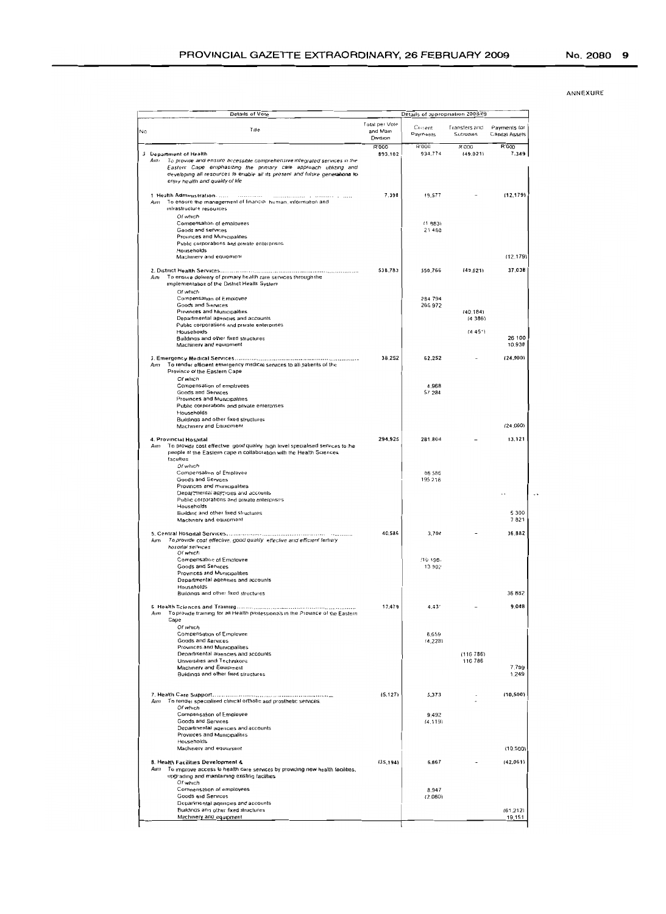ANNEXURE

| No | Title | Total per Vote and Main Division | Current Payments | Transfers and Subsidies | Payments for Capital Assets |
|---|---|---|---|---|---|
| | **Details of Vote** | **Details of appropriation 2008/09** | | | |
| | | R'000 | R'000 | R'000 | R'000 |
| 3 | **Department of Health** | 893,102 | 934,774 | (49,021) | 7,349 |
| | *Aim: To provide and ensure accessible comprehensive integrated services in the Eastern Cape emphasizing the primary care approach utilizing and developing all resources to enable all its present and future generations to enjoy health and quality of life* | | | | |
| | 1. Health Administration | 7,398 | 19,577 | - | (12,179) |
| | Aim: To ensure the management of financial, human, information and infrastructure resources | | | | |
| | *Of which* | | | | |
| | Compensation of employees | | (1,883) | | |
| | Goods and services | | 21,460 | | |
| | Provinces and Municipalities | | | | |
| | Public corporations and private enterprises | | | | |
| | Households | | | | |
| | Machinery and equipment | | | | (12,179) |
| | 2. District Health Services | 538,783 | 550,766 | (49,021) | 37,038 |
| | Aim: To ensure delivery of primary health care services through the implementation of the District Health System | | | | |
| | *Of which* | | | | |
| | Compensation of Employee | | 284,794 | | |
| | Goods and Services | | 265,972 | | |
| | Provinces and Municipalities | | | (40,184) | |
| | Departmental agencies and accounts | | | (4,386) | |
| | Public corporations and private enterprises | | | | |
| | Households | | | (4,451) | |
| | Buildings and other fixed structures | | | | 26,100 |
| | Machinery and equipment | | | | 10,938 |
| | 3. Emergency Medical Services | 38,252 | 62,252 | - | (24,000) |
| | Aim: To render efficient emergency medical services to all patients of the Province of the Eastern Cape | | | | |
| | *Of which* | | | | |
| | Compensation of employees | | 4,968 | | |
| | Goods and Services | | 57,284 | | |
| | Provinces and Municipalities | | | | |
| | Public corporations and private enterprises | | | | |
| | Households | | | | |
| | Buildings and other fixed structures | | | | |
| | Machinery and Equipment | | | | (24,000) |
| | 4. Provincial Hospital | 294,925 | 281,804 | - | 13,121 |
| | Aim: To provide cost effective, good quality, high level specialised services to the people of the Eastern cape in collaboration with the Health Sciences faculties | | | | |
| | *Of which* | | | | |
| | Compensation of Employee | | 86,586 | | |
| | Goods and Services | | 195,218 | | |
| | Provinces and municipalities | | | | |
| | Departmental agencies and accounts | | | | |
| | Public corporations and private enterprises | | | | |
| | Households | | | | |
| | Building and other fixed structures | | | | 5,300 |
| | Machinery and equipment | | | | 7,821 |
| | 5. Central Hospital Services | 40,586 | 3,704 | - | 36,882 |
| | Aim: *To provide cost effective, good quality, effective and efficient tertiary hospital services* | | | | |
| | *Of which* | | | | |
| | Compensation of Employee | | (10,198) | | |
| | Goods and Services | | 13,902 | | |
| | Provinces and Municipalities | | | | |
| | Departmental agencies and accounts | | | | |
| | Households | | | | |
| | Buildings and other fixed structures | | | | 36,882 |
| | 6. Health Sciences and Training | 13,479 | 4,431 | - | 9,048 |
| | Aim: To provide training for all Health professionals in the Province of the Eastern Cape | | | | |
| | *Of which* | | | | |
| | Compensation of Employee | | 8,659 | | |
| | Goods and Services | | (4,228) | | |
| | Provinces and Municipalities | | | | |
| | Departmental agencies and accounts | | | (116,786) | |
| | Universities and Technikons | | | 116,786 | |
| | Machinery and Equipment | | | | 7,799 |
| | Buildings and other fixed structures | | | | 1,249 |
| | 7. Health Care Support | (5,127) | 5,373 | - | (10,500) |
| | Aim: To render specialised clinical orthotic and prosthetic services | | | | |
| | *Of which* | | | | |
| | Compensation of Employee | | 9,492 | | |
| | Goods and Services | | (4,119) | | |
| | Departmental agencies and accounts | | | | |
| | Provinces and Municipalities | | | | |
| | Households | | | | |
| | Machinery and equipment | | | | (10,500) |
| | 8. Health Facilities Development & | (35,194) | 6,867 | - | (42,061) |
| | Aim: To improve access to health care services by providing new health facilities, upgrading and maintaining existing facilities | | | | |
| | *Of which* | | | | |
| | Compensation of employees | | 8,947 | | |
| | Goods and Services | | (2,080) | | |
| | Departmental agencies and accounts | | | | |
| | Buildings and other fixed structures | | | | (61,212) |
| | Machinery and equipment | | | | 19,151 |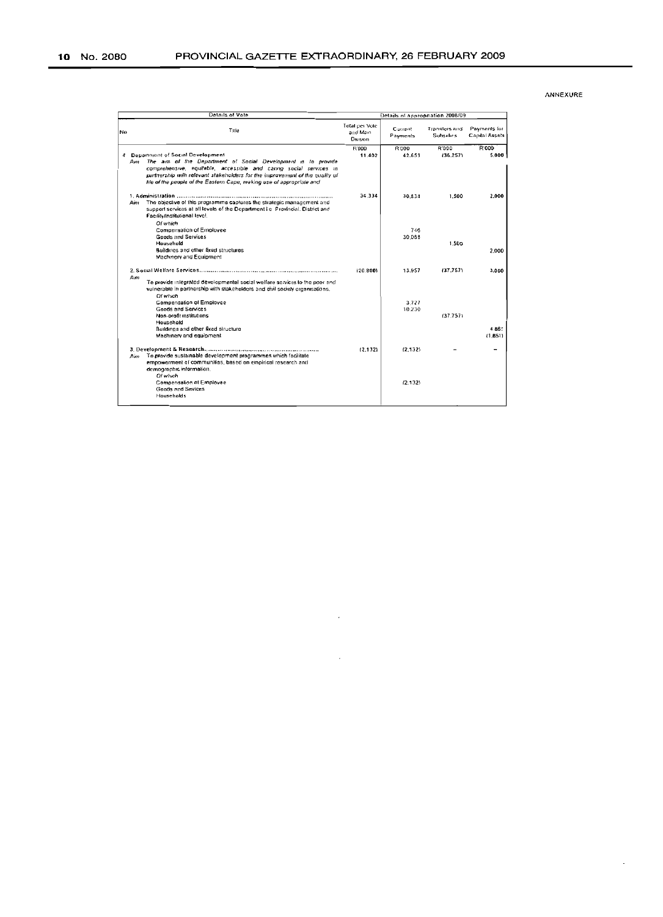ANNEXURE

| Details of Vote | | Details of Appropriation 2008/09 | | | |
|---|---|---|---|---|---|
| No | Title | Total per Vote and Main Division | Current Payments | Transfers and Subsidies | Payments for Capital Assets |
| | | R'000 | R'000 | R'000 | R'000 |
| 4 | **Department of Social Development**<br>*Aim* *The aim of the Department of Social Development is to provide comprehensive, equitable, accessible and caring social services in partnership with relevant stakeholders for the improvement of the quality of life of the people of the Eastern Cape, making use of appropriate and* | 11,402 | 42,659 | (36,257) | 5,000 |
| | 1. Administration ................................................<br>*Aim* The objective of this programme captures the strategic management and support services at all levels of the Department i.e. Provincial, District and Facility/Institutional level. | 34,334 | 30,834 | 1,500 | 2,000 |
| | *Of which* | | | | |
| | Compensation of Employee | | 746 | | |
| | Goods and Services | | 30,088 | | |
| | Household | | | 1,500 | |
| | Buildings and other fixed structures | | | | 2,000 |
| | Machinery and Equipment | | | | |
| | 2. Social Welfare Services................................................<br>*Aim* To provide integrated developmental social welfare services to the poor and vulnerable in partnership with stakeholders and civil society organisations. | (20,800) | 13,957 | (37,757) | 3,000 |
| | *Of which* | | | | |
| | Compensation of Employee | | 3,727 | | |
| | Goods and Services | | 10,230 | | |
| | Non-profit institutions | | | (37,757) | |
| | Household | | | | |
| | Buildings and other fixed structure | | | | 4,861 |
| | Machinery and equipment | | | | (1,861) |
| | 3. Development & Research................................................<br>*Aim* To provide sustainable development programmes which facilitate empowerment of communities, based on empirical research and demographic information. | (2,132) | (2,132) | - | - |
| | *Of which* | | | | |
| | Compensation of Employee | | (2,132) | | |
| | Goods and Services | | | | |
| | Households | | | | |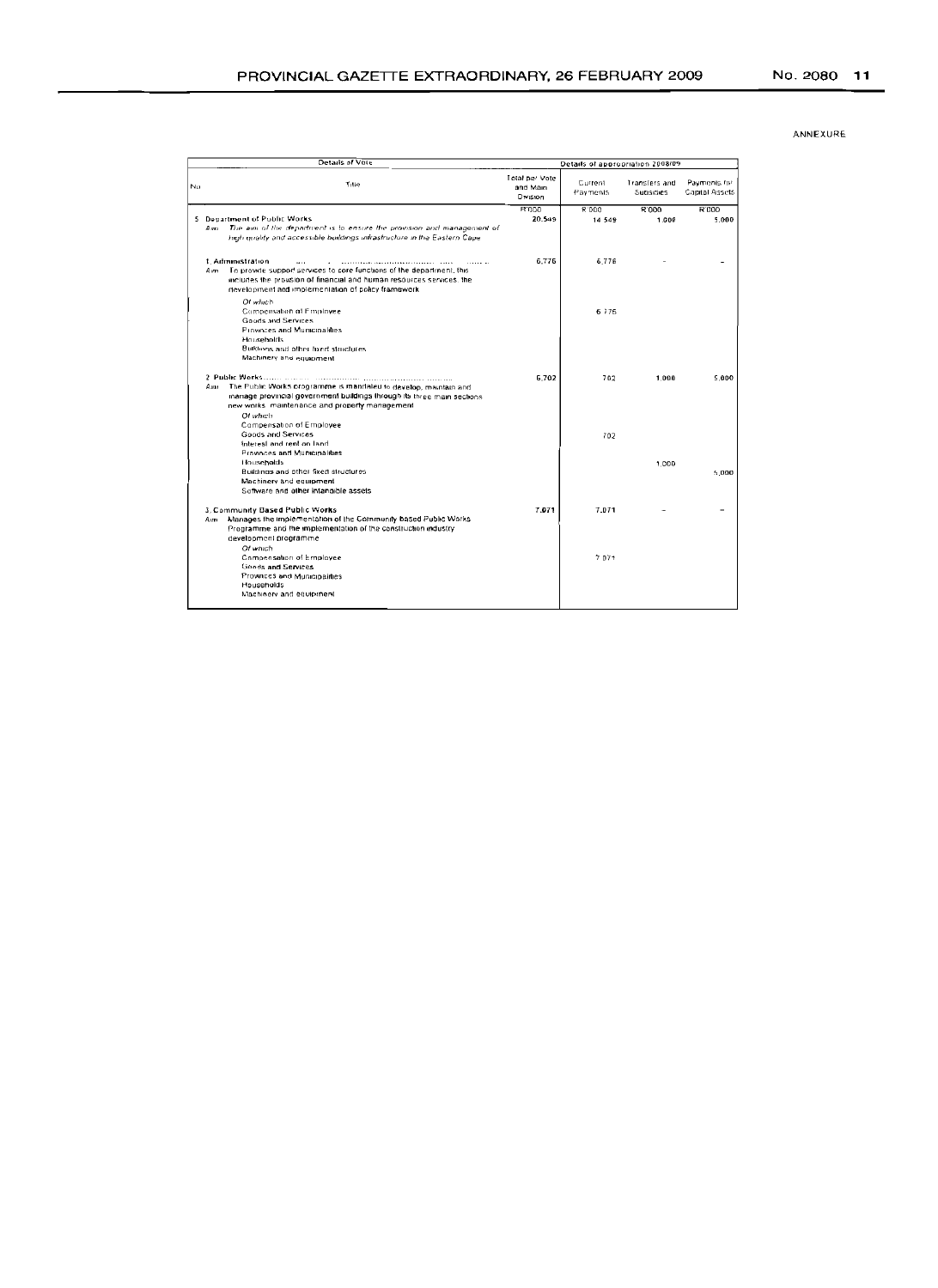ANNEXURE

| Details of Vote | | Details of appropriation 2008/09 | | | |
|---|---|---|---|---|---|
| No | Title | Total per Vote and Main Division | Current Payments | Transfers and Subsidies | Payments for Capital Assets |
| | | R'000 | R'000 | R'000 | R'000 |
| 5 | **Department of Public Works**<br>*Aim: The aim of the department is to ensure the provision and management of high quality and accessible buildings infrastructure in the Eastern Cape* | 20,549 | 14 549 | 1,000 | 5,000 |
| | 1. Administration ..........<br>Aim: To provide support services to core functions of the department, this includes the provision of financial and human resources services, the development and implementation of policy framework | 6,776 | 6,776 | - | - |
| | *Of which* | | | | |
| | Compensation of Employee | | 6 776 | | |
| | Goods and Services | | | | |
| | Provinces and Municipalities | | | | |
| | Households | | | | |
| | Buildings and other fixed structures | | | | |
| | Machinery and equipment | | | | |
| | 2. Public Works..........<br>Aim: The Public Works programme is mandated to develop, maintain and manage provincial government buildings through its three main sections new works, maintenance and property management | 6,702 | 702 | 1,000 | 5,000 |
| | *Of which* | | | | |
| | Compensation of Employee | | | | |
| | Goods and Services | | 702 | | |
| | Interest and rent on land | | | | |
| | Provinces and Municipalities | | | | |
| | Households | | | 1,000 | |
| | Buildings and other fixed structures | | | | 5,000 |
| | Machinery and equipment | | | | |
| | Software and other intangible assets | | | | |
| | 3. Community Based Public Works<br>Aim: Manages the implementation of the Community based Public Works Programme and the implementation of the construction industry development programme | 7,071 | 7,071 | - | - |
| | *Of which* | | | | |
| | Compensation of Employee | | 7 071 | | |
| | Goods and Services | | | | |
| | Provinces and Municipalities | | | | |
| | Households | | | | |
| | Machinery and equipment | | | | |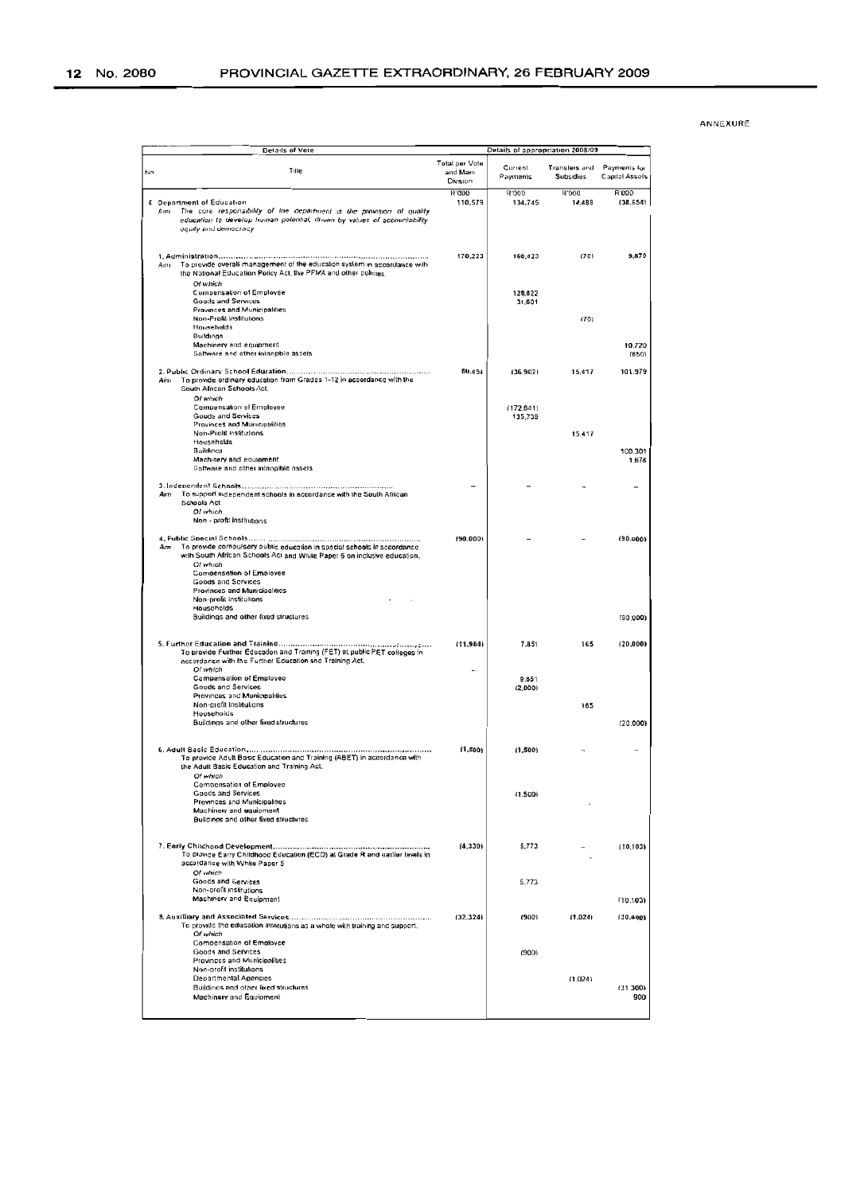ANNEXURE

| Details of Vote | | Details of appropriation 2008/09 | | | |
|---|---|---|---|---|---|
| No | Title | Total per Vote and Main Division | Current Payments | Transfers and Subsidies | Payments for Capital Assets |
| | | R'000 | R'000 | R'000 | R'000 |
| 6 | Department of Education<br>Aim: *The core responsibility of the department is the provision of quality education to develop human potential, driven by values of accountability equity and democracy* | 110,579 | 134,745 | 14,488 | (38,654) |
| | 1. Administration......<br>Aim: To provide overall management of the education system in accordance with the National Education Policy Act, the PFMA and other policies. | 170,223 | 160,423 | (70) | 9,870 |
| | *Of which* | | | | |
| | Compensation of Employee | | 128,822 | | |
| | Goods and Services | | 31,601 | | |
| | Provinces and Municipalities | | | | |
| | Non-Profit Institutions | | | (70) | |
| | Households | | | | |
| | Buildings | | | | |
| | Machinery and equipment | | | | 10,720 |
| | Software and other intangible assets | | | | (850) |
| | 2. Public Ordinary School Education......<br>Aim: To provide ordinary education from Grades 1-12 in accordance with the South African Schools Act. | 80,494 | (36,902) | 15,417 | 101,979 |
| | *Of which* | | | | |
| | Compensation of Employee | | (172,641) | | |
| | Goods and Services | | 135,739 | | |
| | Provinces and Municipalities | | | | |
| | Non-Profit Institutions | | | 15,417 | |
| | Households | | | | |
| | Buildings | | | | 100,301 |
| | Machinery and equipment | | | | 1,678 |
| | Software and other intangible assets | | | | |
| | 3. Independent Schools......<br>Aim: To support independent schools in accordance with the South African Schools Act | – | – | – | – |
| | *Of which* | | | | |
| | Non - profit institutions | | | | |
| | 4. Public Special Schools......<br>Aim: To provide compulsory public education in special schools in accordance with South African Schools Act and White Paper 6 on inclusive education. | (90,000) | – | – | (90,000) |
| | *Of which* | | | | |
| | Compensation of Employee | | | | |
| | Goods and Services | | | | |
| | Provinces and Municipalities | | | | |
| | Non-profit institutions | | | | |
| | Households | | | | |
| | Buildings and other fixed structures | | | | (90,000) |
| | 5. Further Education and Training......<br>To provide Further Education and Training (FET) at public FET colleges in accordance with the Further Education and Training Act. | (11,984) | 7,851 | 165 | (20,000) |
| | *Of which* | – | | | |
| | Compensation of Employee | | 9,851 | | |
| | Goods and Services | | (2,000) | | |
| | Provinces and Municipalities | | | | |
| | Non-profit Institutions | | | 165 | |
| | Households | | | | |
| | Buildings and other fixed structures | | | | (20,000) |
| | 6. Adult Basic Education......<br>To provide Adult Basic Education and Training (ABET) in accordance with the Adult Basic Education and Training Act. | (1,500) | (1,500) | – | – |
| | *Of which* | | | | |
| | Compensation of Employee | | | | |
| | Goods and Services | | (1,500) | | |
| | Provinces and Municipalities | | | | |
| | Machinery and equipment | | | | |
| | Buildings and other fixed structures | | | | |
| | 7. Early Childhood Development......<br>To provide Early Childhood Education (ECD) at Grade R and earlier levels in accordance with White Paper 5 | (4,330) | 5,773 | – | (10,103) |
| | *Of which* | | | | |
| | Goods and Services | | 5,773 | | |
| | Non-profit institutions | | | | |
| | Machinery and Equipment | | | | (10,103) |
| | 8. Auxiliary and Associated Services......<br>To provide the education institutions as a whole with training and support. | (32,324) | (900) | (1,024) | (30,400) |
| | *Of which* | | | | |
| | Compensation of Employee | | | | |
| | Goods and Services | | (900) | | |
| | Provinces and Municipalities | | | | |
| | Non-profit institutions | | | | |
| | Departmental Agencies | | | (1,024) | |
| | Buildings and other fixed structures | | | | (31,300) |
| | Machinery and Equipment | | | | 900 |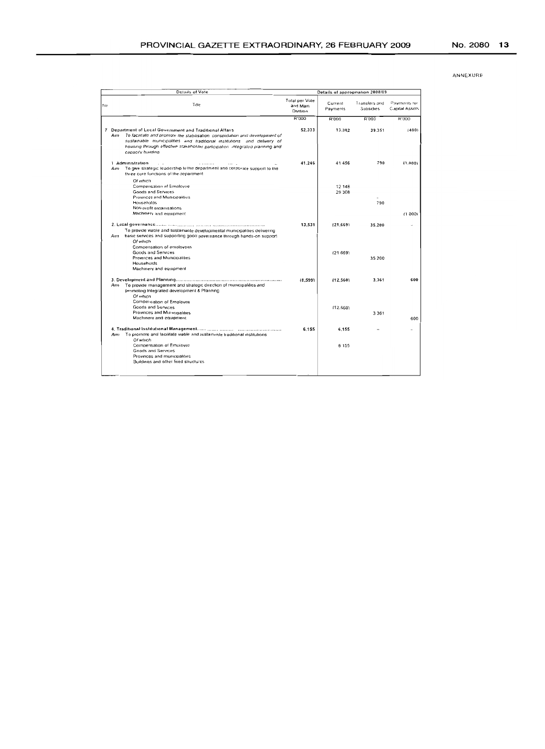ANNEXURE

| Details of Vote | | Details of appropriation 2008/09 | | | |
|---|---|---|---|---|---|
| No | Title | Total per Vote and Main Division | Current Payments | Transfers and Subsidies | Payments for Capital Assets |
| | | R'000 | R'000 | R'000 | R'000 |
| 7 | **Department of Local Government and Traditional Affairs**<br>Aim *To facilitate and promote the stabilisation consolidation and development of sustainable municipalities and traditional institutions and delivery of housing through effective stakeholder participation integrated planning and capacity building* | 52,333 | 13,382 | 39,351 | (400) |
| | 1. **Administration** ........................................<br>Aim To give strategic leadership to the department and corporate support to the three core functions of the department | 41,246 | 41 456 | 790 | (1,000) |
| | *Of which* | | | | |
| | Compensation of Employee | | 12 148 | | |
| | Goods and Services | | 29 308 | | |
| | Provinces and Municipalities | | | – | |
| | Households | | | 790 | |
| | Non-profit organisations | | | | |
| | Machinery and equipment | | | | (1 000) |
| | 2. **Local governance**........................................<br>To provide viable and sustainable developmental municipalities delivering<br>Aim basic services and supporting good governance through hands-on support | 13,531 | (21,669) | 35,200 | – |
| | *Of which* | | | | |
| | Compensation of employees | | | | |
| | Goods and Services | | (21 669) | | |
| | Provinces and Municipalities | | | 35 200 | |
| | Households | | | | |
| | Machinery and equipment | | | | |
| | 3. **Development and Planning**........................................<br>Aim To provide management and strategic direction of municipalities and promoting Integrated development & Planning | (8,599) | (12,560) | 3,361 | 600 |
| | *Of which* | | | | |
| | Compensation of Employee | | | | |
| | Goods and Services | | (12 560) | | |
| | Provinces and Municipalities | | | 3 361 | |
| | Machinery and equipment | | | | 600 |
| | 4. **Traditional Institutional Management**........................................<br>Aim To promote and facilitate viable and sustainable traditional institutions | 6,155 | 6,155 | – | – |
| | *Of which* | | | | |
| | Compensation of Employee | | 6 155 | | |
| | Goods and Services | | | | |
| | Provinces and municipalities | | | | |
| | Buildings and other fixed structures | | | | |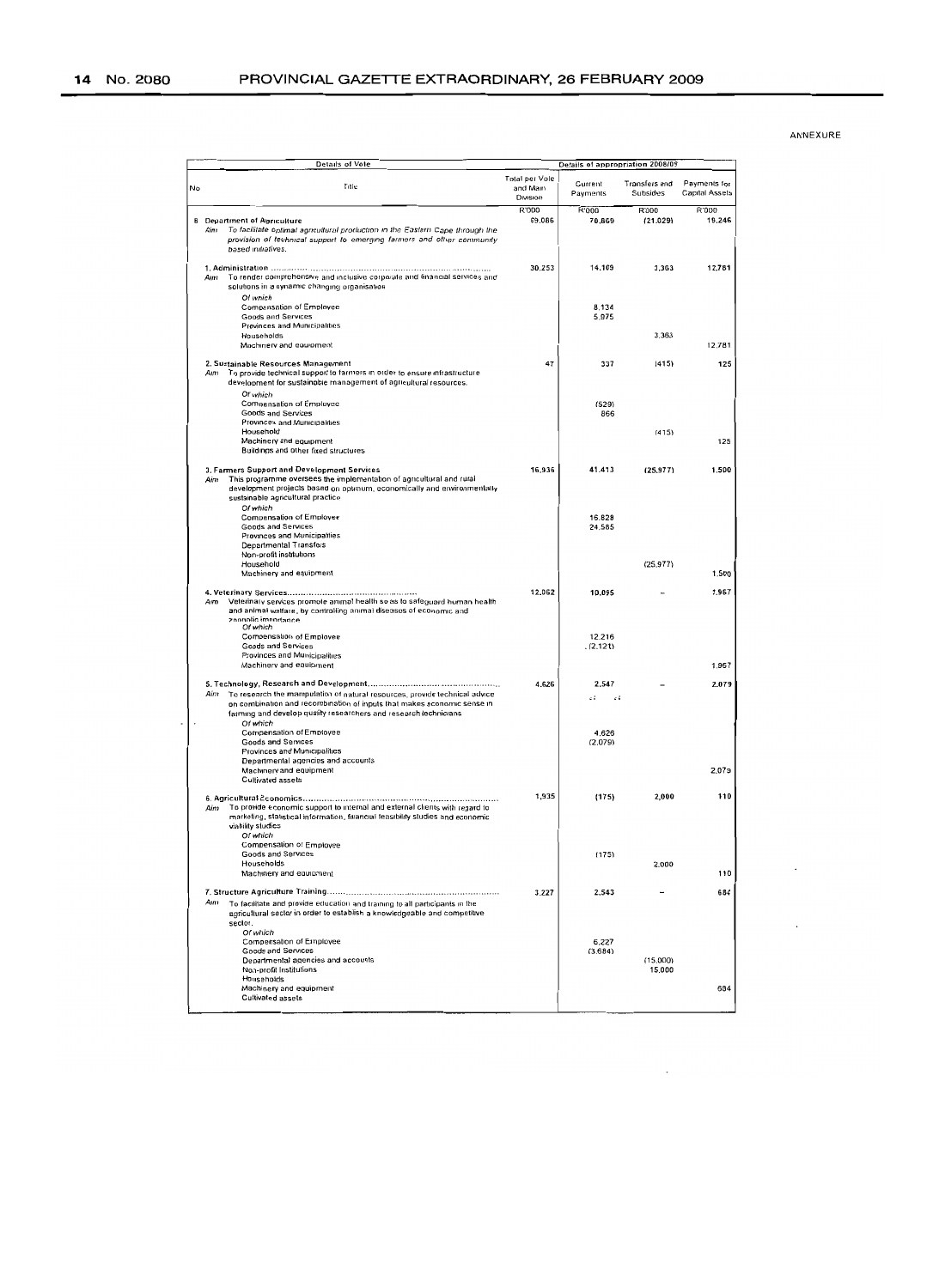ANNEXURE

| No | Title | Total per Vote and Main Division | Current Payments | Transfers and Subsides | Payments for Capital Assets |
|---|---|---|---|---|---|
| | **Details of Vote** | **Details of appropriation 2008/09** | | | |
| | | R'000 | R'000 | R'000 | R'000 |
| 8 | Department of Agriculture<br>*Aim* To facilitate optimal agricultural production in the Eastern Cape through the provision of technical support to emerging farmers and other community based initiatives. | 69,086 | 70,869 | (21,029) | 19,246 |
| | 1. Administration ..........<br>*Aim* To render comprehensive and inclusive corporate and financial services and solutions in a dynamic changing organisation | 30,253 | 14,109 | 3,363 | 12,781 |
| | *Of which* | | | | |
| | Compensation of Employee | | 8,134 | | |
| | Goods and Services | | 5,975 | | |
| | Provinces and Municipalities | | | | |
| | Households | | | 3,363 | |
| | Machinery and equipment | | | | 12,781 |
| | 2. Sustainable Resources Management<br>*Aim* To provide technical support to farmers in order to ensure infrastructure development for sustainable management of agricultural resources. | 47 | 337 | (415) | 125 |
| | *Of which* | | | | |
| | Compensation of Employee | | (529) | | |
| | Goods and Services | | 866 | | |
| | Provinces and Municipalities | | | | |
| | Household | | | (415) | |
| | Machinery and equipment | | | | 125 |
| | Buildings and other fixed structures | | | | |
| | 3. Farmers Support and Development Services<br>*Aim* This programme oversees the implementation of agricultural and rural development projects based on optimum, economically and environmentally sustainable agricultural practice | 16,936 | 41,413 | (25,977) | 1,500 |
| | *Of which* | | | | |
| | Compensation of Employee | | 16,828 | | |
| | Goods and Services | | 24,585 | | |
| | Provinces and Municipalities | | | | |
| | Departmental Transfers | | | | |
| | Non-profit institutions | | | | |
| | Household | | | (25,977) | |
| | Machinery and equipment | | | | 1,500 |
| | 4. Veterinary Services..........<br>*Aim* Veterinary services promote animal health so as to safeguard human health and animal welfare, by controlling animal diseases of economic and zoonotic importance | 12,062 | 10,095 | - | 1,967 |
| | *Of which* | | | | |
| | Compensation of Employee | | 12,216 | | |
| | Goods and Services | | (2,121) | | |
| | Provinces and Municipalities | | | | |
| | Machinery and equipment | | | | 1,967 |
| | 5. Technology, Research and Development..........<br>*Aim* To research the manipulation of natural resources, provide technical advice on combination and recombination of inputs that makes economic sense in farming and develop quality researchers and research technicians | 4,626 | 2,547 | - | 2,079 |
| | *Of which* | | | | |
| | Compensation of Employee | | 4,626 | | |
| | Goods and Services | | (2,079) | | |
| | Provinces and Municipalities | | | | |
| | Departmental agencies and accounts | | | | |
| | Machinery and equipment | | | | 2,079 |
| | Cultivated assets | | | | |
| | 6. Agricultural Economics..........<br>*Aim* To provide economic support to internal and external clients with regard to marketing, statistical information, financial feasibility studies and economic viability studies | 1,935 | (175) | 2,000 | 110 |
| | *Of which* | | | | |
| | Compensation of Employee | | | | |
| | Goods and Services | | (175) | | |
| | Households | | | 2,000 | |
| | Machinery and equipment | | | | 110 |
| | 7. Structure Agriculture Training..........<br>*Aim* To facilitate and provide education and training to all participants in the agricultural sector in order to establish a knowledgeable and competitive sector. | 3,227 | 2,543 | - | 684 |
| | *Of which* | | | | |
| | Compensation of Employee | | 6,227 | | |
| | Goods and Services | | (3,684) | | |
| | Departmental agencies and accounts | | | (15,000) | |
| | Non-profit Institutions | | | 15,000 | |
| | Households | | | | |
| | Machinery and equipment | | | | 684 |
| | Cultivated assets | | | | |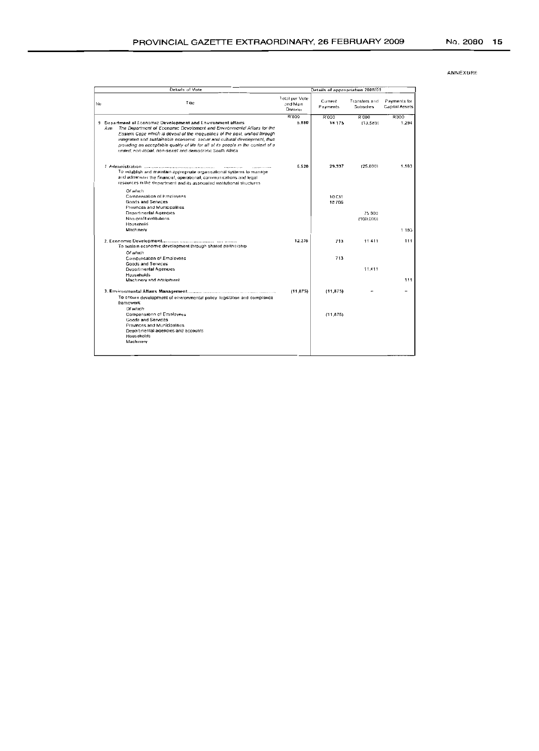ANNEXURE

| Details of Vote | | Details of appropriation 2008/09 | | | |
|---|---|---|---|---|---|
| No | Title | Total per Vote and Main Division | Current Payments | Transfers and Subsidies | Payments for Capital Assets |
| | | R'000 | R'000 | R'000 | R'000 |
| 9 | **Department of Economic Development and Environment affairs**<br>*Aim: The Department of Economic Develoment and Environmental Affairs for the Eastern Cape which is devoid of the inequalities of the past, unified through integrated and sustainable economic, social and cultural development, thus providing an acceptable quality of life for all of its people in the context of a united, non-racial, non-sexist and democratic South Africa* | 5,880 | 18,175 | (13,589) | 1,294 |
| | 1. Administration ..........<br>To establish and maintain appropriate organisational systems to manage and administer the financial, operational, communications and legal resources in the department and its associated institutional structures | 5,520 | 29,337 | (25,000) | 1,183 |
| | *Of which* | | | | |
| | Compensation of Employees | | 10,631 | | |
| | Goods and Services | | 18,706 | | |
| | Provinces and Municipalities | | | | |
| | Departmental Agencies | | | 75,000 | |
| | Non-profit institutions | | | (100,000) | |
| | Household | | | | |
| | Machinery | | | | 1,183 |
| | 2. Economic Development..........<br>To sustain economic development through shared partnership | 12,235 | 713 | 11,411 | 111 |
| | *Of which* | | | | |
| | Compensation of Employees | | 713 | | |
| | Goods and Services | | | | |
| | Departmental Agencies | | | 11,411 | |
| | Households | | | | |
| | Machinery and equipment | | | | 111 |
| | 3. Environmental Affairs Management..........<br>To ensure development of environmental policy, legislation and compliance framework | (11,875) | (11,875) | – | – |
| | *Of which* | | | | |
| | Compensation of Employees | | (11,875) | | |
| | Goods and Services | | | | |
| | Provinces and Municipalities | | | | |
| | Departmental agencies and accounts | | | | |
| | Households | | | | |
| | Machinery | | | | |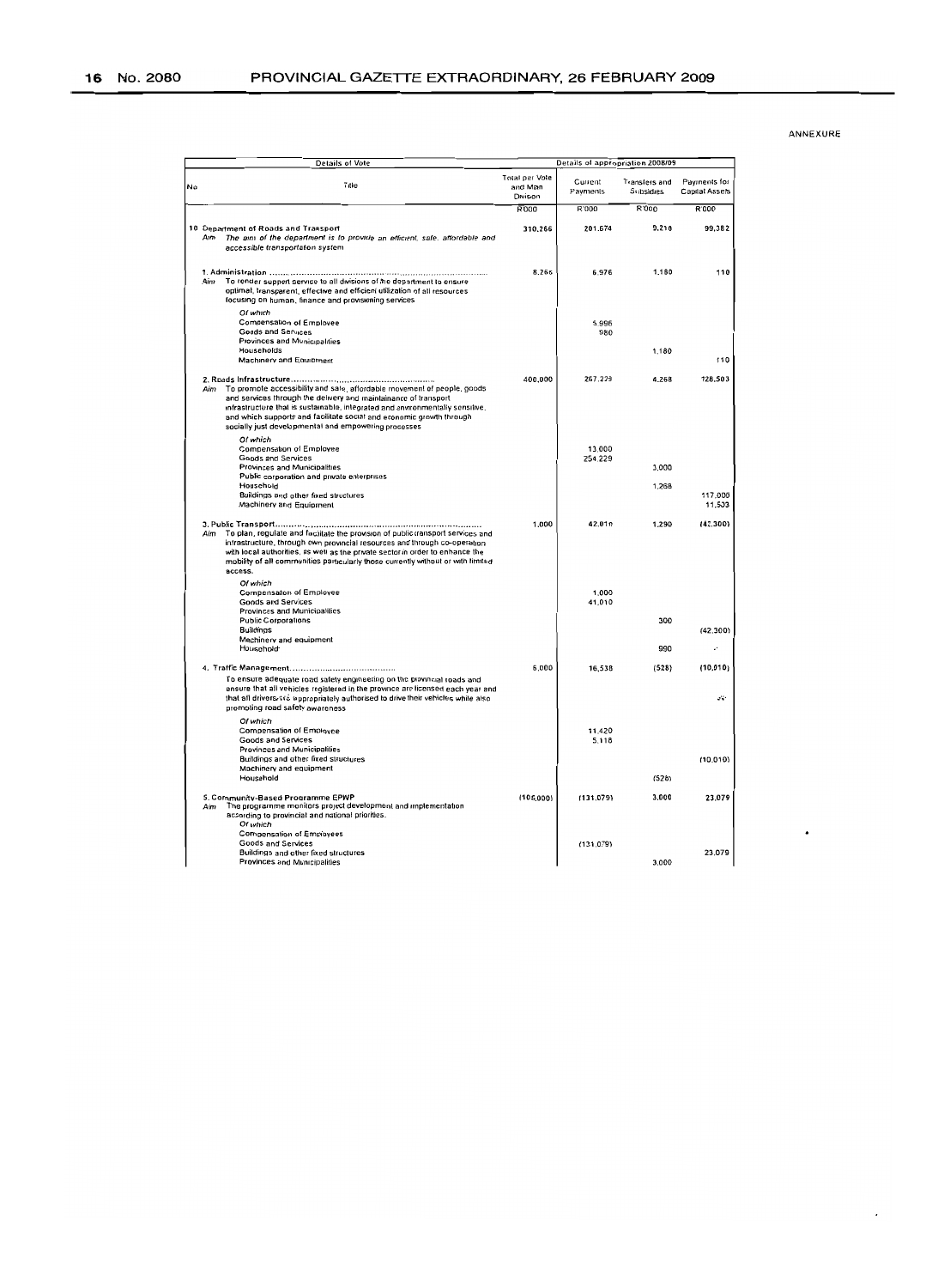ANNEXURE

| Details of Vote | | Details of appropriation 2008/09 | | | |
|---|---|---|---|---|---|
| No | Title | Total per Vote and Main Division | Current Payments | Transfers and Subsidies | Payments for Capital Assets |
| | | R'000 | R'000 | R'000 | R'000 |
| 10 | **Department of Roads and Transport**<br>*Aim: The aim of the department is to provide an efficient, safe, affordable and accessible transportation system* | 310,266 | 201,674 | 9,210 | 99,382 |
| | **1. Administration** .......<br>Aim: To render support service to all divisions of the department to ensure optimal, transparent, effective and efficient utilization of all resources focusing on human, finance and provisioning services | 8,266 | 6,976 | 1,180 | 110 |
| | *Of which* | | | | |
| | Compensation of Employee | | 5,996 | | |
| | Goods and Services | | 980 | | |
| | Provinces and Municipalities | | | | |
| | Households | | | 1,180 | |
| | Machinery and Equipment | | | | 110 |
| | **2. Roads Infrastructure** .......<br>Aim: To promote accessibility and safe, affordable movement of people, goods and services through the delivery and maintainance of transport infrastructure that is sustainable, integrated and environmentally sensitive, and which supports and facilitate social and economic growth through socially just developmental and empowering processes | 400,000 | 267,229 | 4,268 | 128,503 |
| | *Of which* | | | | |
| | Compensation of Employee | | 13,000 | | |
| | Goods and Services | | 254,229 | | |
| | Provinces and Municipalities | | | 3,000 | |
| | Public corporation and private enterprises | | | | |
| | Household | | | 1,268 | |
| | Buildings and other fixed structures | | | | 117,000 |
| | Machinery and Equipment | | | | 11,503 |
| | **3. Public Transport** .......<br>Aim: To plan, regulate and facilitate the provision of public transport services and infrastructure, through own provincial resources and through co-operation with local authorities, as well as the private sector in order to enhance the mobility of all communities particularly those currently without or with limited access. | 1,000 | 42,010 | 1,290 | (42,300) |
| | *Of which* | | | | |
| | Compensation of Employee | | 1,000 | | |
| | Goods and Services | | 41,010 | | |
| | Provinces and Municipalities | | | | |
| | Public Corporations | | | 300 | |
| | Buildings | | | | (42,300) |
| | Machinery and equipment | | | | - |
| | Household | | | 990 | |
| | **4. Traffic Management** .......<br>To ensure adequate road safety engineering on the provincial roads and ensure that all vehicles registered in the province are licensed each year and that all drivers are appropriately authorised to drive their vehicles while also promoting road safety awareness | 6,000 | 16,538 | (528) | (10,010) |
| | *Of which* | | | | |
| | Compensation of Employee | | 11,420 | | |
| | Goods and Services | | 5,118 | | |
| | Provinces and Municipalities | | | | |
| | Buildings and other fixed structures | | | | (10,010) |
| | Machinery and equipment | | | | |
| | Household | | | (528) | |
| | **5. Community-Based Programme EPWP**<br>Aim: The programme monitors project development and implementation according to provincial and national priorities. | (105,000) | (131,079) | 3,000 | 23,079 |
| | *Of which* | | | | |
| | Compensation of Employees | | | | |
| | Goods and Services | | (131,079) | | |
| | Buildings and other fixed structures | | | | 23,079 |
| | Provinces and Municipalities | | | 3,000 | |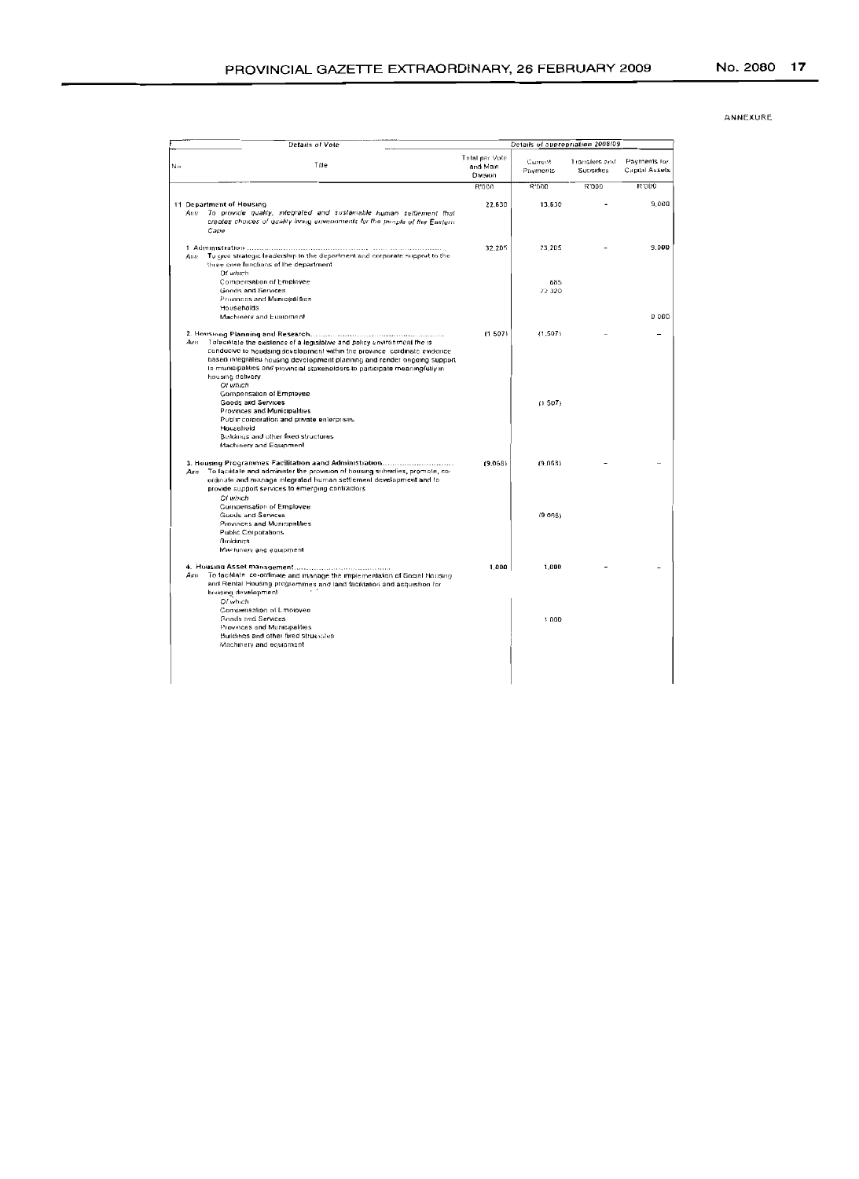ANNEXURE

| Details of Vote | | Details of appropriation 2008/09 | | | |
|---|---|---|---|---|---|
| No | Title | Total per Vote and Main Division | Current Payments | Transfers and Subsidies | Payments for Capital Assets |
| | | R'000 | R'000 | R'000 | R'000 |
| 11 | **Department of Housing** | 22,630 | 13,630 | - | 9,000 |
| | *Aim: To provide quality, integrated and sustainable human settlement that creates choices of quality living environments for the people of the Eastern Cape* | | | | |
| | 1. Administration ..................................................... | 32,205 | 23,205 | - | 9,000 |
| | Aim: To give strategic leadership to the department and corporate support to the three core functions of the department | | | | |
| | *Of which* | | | | |
| | Compensation of Employee | | 885 | | |
| | Goods and Services | | 22,320 | | |
| | Provinces and Municipalities | | | | |
| | Households | | | | |
| | Machinery and Equipment | | | | 9,000 |
| | 2. Housing Planning and Research......................................... | (1,507) | (1,507) | - | - |
| | Aim: To facilitate the existence of a legislative and policy environment the is conducive to houdsing development within the province, cordinate evidence based integrated housing development planning and render ongoing support to municipalities and provincial stakeholders to participate meaningfully in housing delivery | | | | |
| | *Of which* | | | | |
| | Compensation of Employee | | | | |
| | Goods and Services | | (1,507) | | |
| | Provinces and Municipalities | | | | |
| | Public corporation and private enterprises | | | | |
| | Household | | | | |
| | Buildings and other fixed structures | | | | |
| | Machinery and Equipment | | | | |
| | 3. Housing Programmes Facilitation aand Administration................................ | (9,068) | (9,068) | - | - |
| | Aim: To facilitate and administer the provision of housing subsidies, promote, co-ordinate and manage integrated human settlement development and to provide support services to emerging contractors | | | | |
| | *Of which* | | | | |
| | Compensation of Employee | | | | |
| | Goods and Services | | (9,068) | | |
| | Provinces and Municipalities | | | | |
| | Public Corporations | | | | |
| | Buildings | | | | |
| | Machinery and equipment | | | | |
| | 4. Housing Asset management................................................ | 1,000 | 1,000 | - | - |
| | Aim: To facilitate, co-ordinate and manage the implementation of Social Housing and Rental Housing programmes and land facilitation and acquisition for housing development | | | | |
| | *Of which* | | | | |
| | Compensation of Employee | | | | |
| | Goods and Services | | 1,000 | | |
| | Provinces and Municipalities | | | | |
| | Buildings and other fixed structures | | | | |
| | Machinery and equipment | | | | |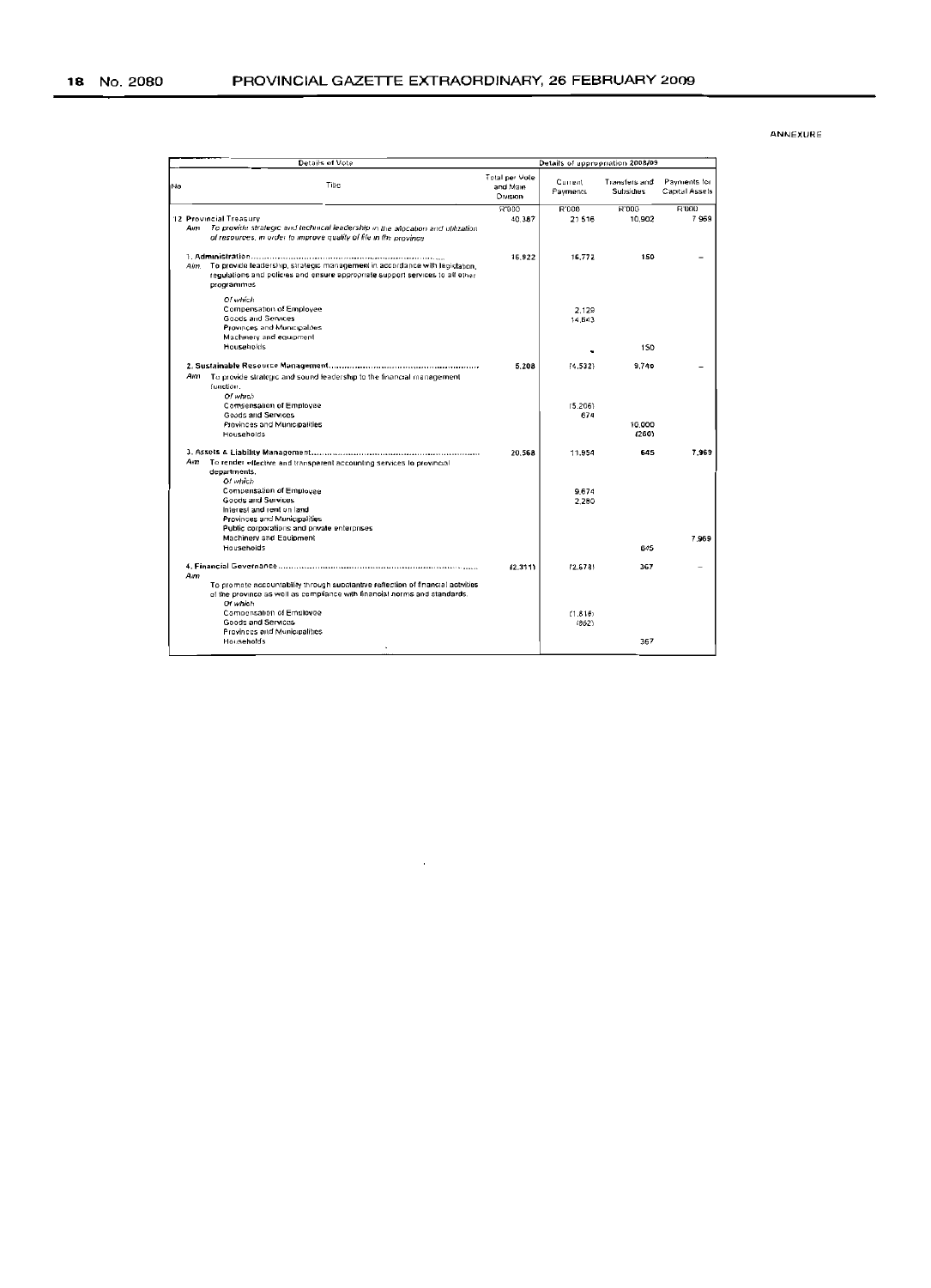ANNEXURE

| Details of Vote | | Details of appropriation 2008/09 | | | |
|---|---|---|---|---|---|
| No | Title | Total per Vote and Main Division | Current Payments | Transfers and Subsidies | Payments for Capital Assets |
| | | R'000 | R'000 | R'000 | R'000 |
| 12 | **Provincial Treasury** | 40,387 | 21,516 | 10,902 | 7,969 |
| | Aim: *To provide strategic and technical leadership in the allocation and utilization of resources, in order to improve quality of life in the province* | | | | |
| | **1. Administration** | 16,922 | 16,772 | 150 | – |
| | Aim: To provide leadership, strategic management in accordance with legislation, regulations and policies and ensure appropriate support services to all other programmes | | | | |
| | *Of which* | | | | |
| | Compensation of Employee | | 2,129 | | |
| | Goods and Services | | 14,643 | | |
| | Provinces and Municipalities | | | | |
| | Machinery and equipment | | | | |
| | Households | | - | 150 | |
| | **2. Sustainable Resource Management** | 5,208 | (4,532) | 9,740 | – |
| | Aim: To provide strategic and sound leadership to the financial management function. | | | | |
| | *Of which* | | | | |
| | Compensation of Employee | | (5,206) | | |
| | Goods and Services | | 674 | | |
| | Provinces and Municipalities | | | 10,000 | |
| | Households | | | (260) | |
| | **3. Assets & Liability Management** | 20,568 | 11,954 | 645 | 7,969 |
| | Aim: To render effective and transparent accounting services to provincial departments. | | | | |
| | *Of which* | | | | |
| | Compensation of Employee | | 9,674 | | |
| | Goods and Services | | 2,280 | | |
| | Interest and rent on land | | | | |
| | Provinces and Municipalities | | | | |
| | Public corporations and private enterprises | | | | |
| | Machinery and Equipment | | | | 7,969 |
| | Households | | | 645 | |
| | **4. Financial Governance** | (2,311) | (2,678) | 367 | – |
| | Aim: To promote accountability through substantive reflection of financial activities of the province as well as compliance with financial norms and standards. | | | | |
| | *Of which* | | | | |
| | Compensation of Employee | | (1,816) | | |
| | Goods and Services | | (862) | | |
| | Provinces and Municipalities | | | | |
| | Households | | | 367 | |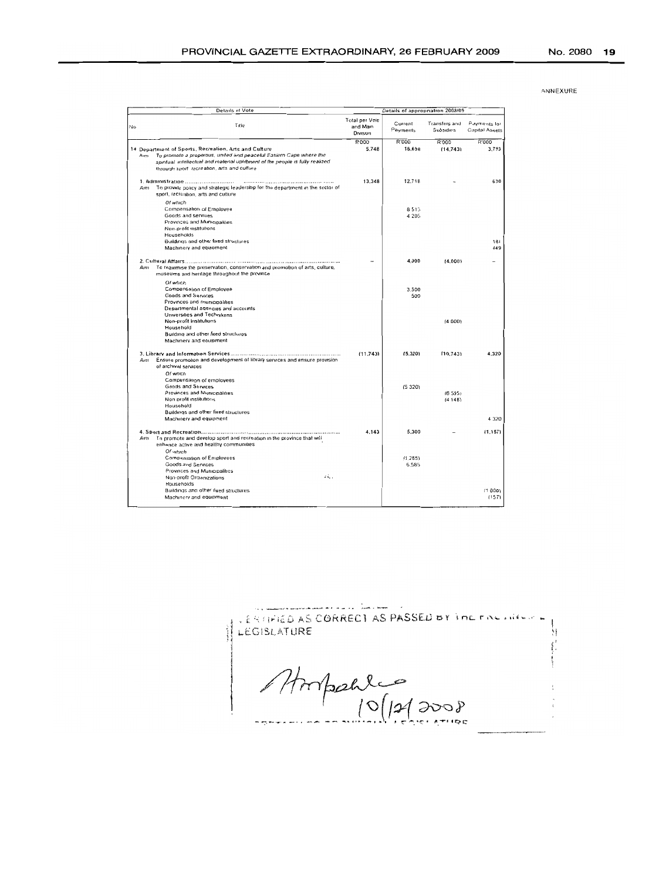ANNEXURE

| Details of Vote | | Details of appropriation 2008/09 | | | |
|---|---|---|---|---|---|
| No | Title | Total per Vote and Main Division | Current Payments | Transfers and Subsidies | Payments for Capital Assets |
| | | R'000 | R'000 | R'000 | R'000 |
| 14 | **Department of Sports, Recreation, Arts and Culture** | 5,748 | 16,698 | (14,743) | 3,793 |
| | *Aim: To promote a prosperous, united and peaceful Eastern Cape where the spiritual, intellectual and material upliftment of the people is fully realized through sport, recreation, arts and culture* | | | | |
| | **1. Administration** | 13,348 | 12,718 | – | 630 |
| | *Aim:* To provide policy and strategic leadership for the department in the sector of sport, recreation, arts and culture | | | | |
| | *Of which* | | | | |
| | Compensation of Employee | | 8 513 | | |
| | Goods and services | | 4 205 | | |
| | Provinces and Municipalities | | | | |
| | Non-profit institutions | | | | |
| | Households | | | | |
| | Buildings and other fixed structures | | | | 181 |
| | Machinery and equipment | | | | 449 |
| | **2. Cultural Affairs** | – | 4,000 | (4,000) | – |
| | *Aim:* To maximise the preservation, conservation and promotion of arts, culture, museums and heritage throughout the province | | | | |
| | *Of which* | | | | |
| | Compensation of Employee | | 3,500 | | |
| | Goods and Services | | 500 | | |
| | Provinces and municipalities | | | | |
| | Departmental agencies and accounts | | | | |
| | Universities and Technikons | | | | |
| | Non-profit Institutions | | | (4 000) | |
| | Household | | | | |
| | Building and other fixed structures | | | | |
| | Machinery and equipment | | | | |
| | **3. Library and Information Services** | (11,743) | (5,320) | (10,743) | 4,320 |
| | *Aim:* Ensure promotion and development of library services and ensure provision of archival services | | | | |
| | *Of which* | | | | |
| | Compensation of employees | | | | |
| | Goods and Services | | (5 320) | | |
| | Provinces and Municipalities | | | (6 595) | |
| | Non profit institutions | | | (4 148) | |
| | Household | | | | |
| | Buildings and other fixed structures | | | | |
| | Machinery and equipment | | | | 4 320 |
| | **4. Sport and Recreation** | 4,143 | 5,300 | – | (1,157) |
| | *Aim:* To promote and develop sport and recreation in the province that will enhance active and healthy communities | | | | |
| | *Of which* | | | | |
| | Compensation of Employees | | (1 285) | | |
| | Goods and Services | | 6 585 | | |
| | Provinces and Municipalities | | | | |
| | Non-profit Organizations | | | | |
| | Households | | | | |
| | Buildings and other fixed structures | | | | (1 000) |
| | Machinery and equipment | | | | (157) |

CERTIFIED AS CORRECT AS PASSED BY THE PROVINCIAL LEGISLATURE

10/12/2008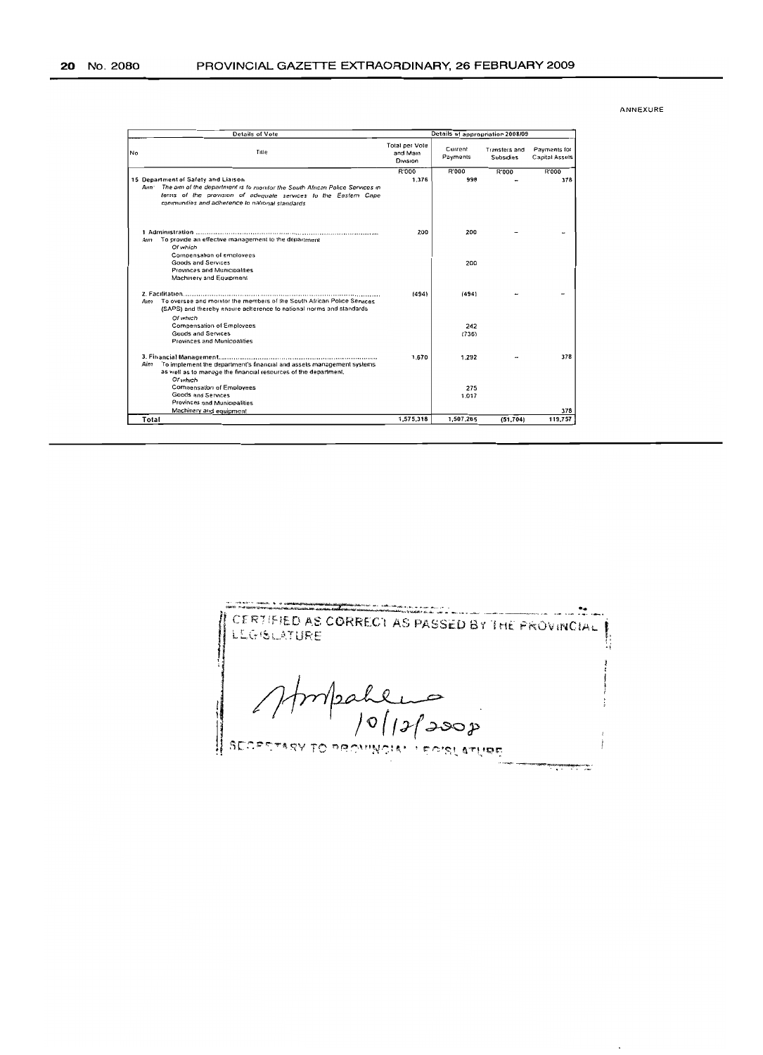ANNEXURE

| Details of Vote | | Details of appropriation 2008/09 | | | |
|---|---|---|---|---|---|
| No | Title | Total per Vote and Main Division | Current Payments | Transfers and Subsidies | Payments for Capital Assets |
| | | R'000 | R'000 | R'000 | R'000 |
| 15 | **Department of Safety and Liaison**<br>*Aim: The aim of the department is to monitor the South African Police Services in terms of the provision of adequate services to the Eastern Cape communities and adherence to national standards* | 1,376 | 998 | – | 378 |
| | 1. Administration ..........<br>Aim: To provide an effective management to the department<br>*Of which*<br>Compensation of employees<br>Goods and Services<br>Provinces and Municipalities<br>Machinery and Equipment | 200 | 200<br><br><br><br>200 | – | – |
| | 2. Facilitation ..........<br>Aim: To oversee and monitor the members of the South African Police Services (SAPS) and thereby ensure adherence to national norms and standards<br>*Of which*<br>Compensation of Employees<br>Goods and Services<br>Provinces and Municipalities | (494) | (494)<br><br><br>242<br>(736) | – | – |
| | 3. Financial Management..........<br>Aim: To implement the department's financial and assets management systems as well as to manage the financial resources of the department.<br>*Of which*<br>Compensation of Employees<br>Goods and Services<br>Provinces and Municipalities<br>Machinery and equipment | 1,670 | 1,292<br><br><br>275<br>1,017 | – | 378<br><br><br><br><br><br>378 |
| **Total** | | **1,575,318** | **1,507,265** | **(51,704)** | **119,757** |

CERTIFIED AS CORRECT AS PASSED BY THE PROVINCIAL LEGISLATURE

10/12/2008

SECRETARY TO PROVINCIAL LEGISLATURE